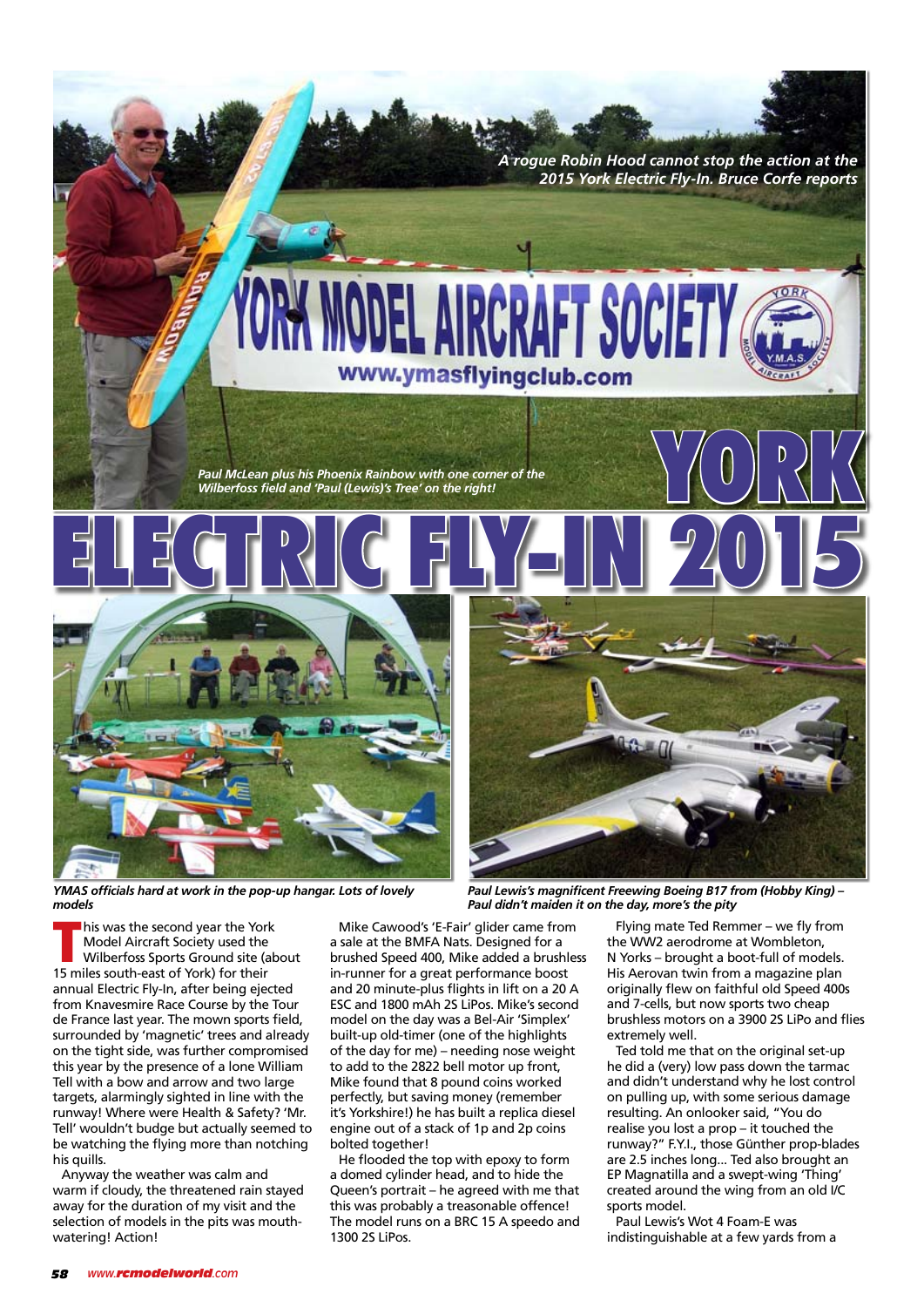# YORK ELECTRIC FLY-IN 2015

*A rogue Robin Hood cannot stop the action at the 2015 York Electric Fly-In. Bruce Corfe reports*

*Paul McLean plus his Phoenix Rainbow with one corner of the Wilberfoss field and 'Paul (Lewis)'s Tree' on the right!*

*YMAS officials hard at work in the pop-up hangar. Lots of lovely models*

*Paul Lewis's magnificent Freewing Boeing B17 from (Hobby King) – Paul didn't maiden it on the day, more's the pity*

This was the second year the York Model Aircraft Society used the Wilberfoss Sports Ground site (about 15 miles south-east of York) for their annual Electric Fly-In, after being ejected from Knavesmire Race Course by the Tour de France last year. The mown sports field, surrounded by 'magnetic' trees and already on the tight side, was further compromised this year by the presence of a lone William Tell with a bow and arrow and two large targets, alarmingly sighted in line with the runway! Where were Health & Safety? 'Mr. Tell' wouldn't budge but actually seemed to be watching the flying more than notching his quills.

Anyway the weather was calm and warm if cloudy, the threatened rain stayed away for the duration of my visit and the selection of models in the pits was mouth-watering! Action!

Mike Cawood's 'E-Fair' glider came from a sale at the BMFA Nats. Designed for a brushed Speed 400, Mike added a brushless in-runner for a great performance boost and 20 minute-plus flights in lift on a 20 A ESC and 1800 mAh 2S LiPos. Mike's second model on the day was a Bel-Air 'Simplex' built-up old-timer (one of the highlights of the day for me) – needing nose weight to add to the 2822 bell motor up front, Mike found that 8 pound coins worked perfectly, but saving money (remember it's Yorkshire!) he has built a replica diesel engine out of a stack of 1p and 2p coins bolted together!

He flooded the top with epoxy to form a domed cylinder head, and to hide the Queen's portrait – he agreed with me that this was probably a treasonable offence! The model runs on a BRC 15 A speedo and 1300 2S LiPos.

Flying mate Ted Remmer – we fly from the WW2 aerodrome at Wombleton, N Yorks – brought a boot-full of models. His Aerovan twin from a magazine plan originally flew on faithful old Speed 400s and 7-cells, but now sports two cheap brushless motors on a 3900 2S LiPo and flies extremely well.

Ted told me that on the original set-up he did a (very) low pass down the tarmac and didn't understand why he lost control on pulling up, with some serious damage resulting. An onlooker said, "You do realise you lost a prop – it touched the runway?" F.Y.I., those Günther prop-blades are 2.5 inches long... Ted also brought an EP Magnatilla and a swept-wing 'Thing' created around the wing from an old I/C sports model.

Paul Lewis's Wot 4 Foam-E was indistinguishable at a few yards from a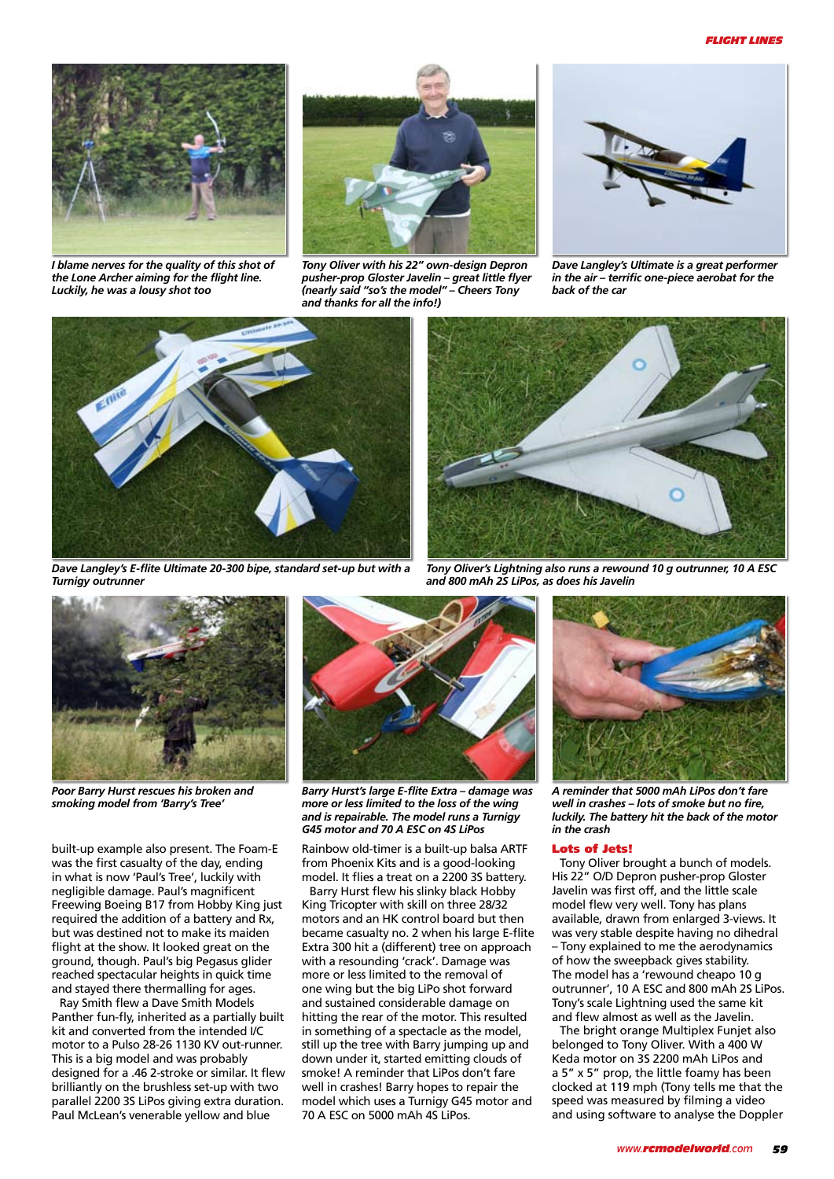*I blame nerves for the quality of this shot of the Lone Archer aiming for the flight line. Luckily, he was a lousy shot too*

*Tony Oliver with his 22" own-design Depron pusher-prop Gloster Javelin – great little flyer (nearly said "so's the model" – Cheers Tony and thanks for all the info!)*

*Dave Langley's Ultimate is a great performer in the air – terrific one-piece aerobat for the back of the car*

*Dave Langley's E-flite Ultimate 20-300 bipe, standard set-up but with a Turnigy outrunner*

*Tony Oliver's Lightning also runs a rewound 10 g outrunner, 10 A ESC and 800 mAh 2S LiPos, as does his Javelin*

*Poor Barry Hurst rescues his broken and smoking model from 'Barry's Tree'*

*Barry Hurst's large E-flite Extra – damage was more or less limited to the loss of the wing and is repairable. The model runs a Turnigy G45 motor and 70 A ESC on 4S LiPos*

*A reminder that 5000 mAh LiPos don't fare well in crashes – lots of smoke but no fire, luckily. The battery hit the back of the motor in the crash*

built-up example also present. The Foam-E was the first casualty of the day, ending in what is now 'Paul's Tree', luckily with negligible damage. Paul's magnificent Freewing Boeing B17 from Hobby King just required the addition of a battery and Rx, but was destined not to make its maiden flight at the show. It looked great on the ground, though. Paul's big Pegasus glider reached spectacular heights in quick time and stayed there thermalling for ages.

Ray Smith flew a Dave Smith Models Panther fun-fly, inherited as a partially built kit and converted from the intended I/C motor to a Pulso 28-26 1130 KV out-runner. This is a big model and was probably designed for a .46 2-stroke or similar. It flew brilliantly on the brushless set-up with two parallel 2200 3S LiPos giving extra duration. Paul McLean's venerable yellow and blue Rainbow old-timer is a built-up balsa ARTF from Phoenix Kits and is a good-looking model. It flies a treat on a 2200 3S battery.

Barry Hurst flew his slinky black Hobby King Tricopter with skill on three 28/32 motors and an HK control board but then became casualty no. 2 when his large E-flite Extra 300 hit a (different) tree on approach with a resounding 'crack'. Damage was more or less limited to the removal of one wing but the big LiPo shot forward and sustained considerable damage on hitting the rear of the motor. This resulted in something of a spectacle as the model, still up the tree with Barry jumping up and down under it, started emitting clouds of smoke! A reminder that LiPos don't fare well in crashes! Barry hopes to repair the model which uses a Turnigy G45 motor and 70 A ESC on 5000 mAh 4S LiPos.

## Lots of Jets!

Tony Oliver brought a bunch of models. His 22" O/D Depron pusher-prop Gloster Javelin was first off, and the little scale model flew very well. Tony has plans available, drawn from enlarged 3-views. It was very stable despite having no dihedral – Tony explained to me the aerodynamics of how the sweepback gives stability. The model has a 'rewound cheapo 10 g outrunner', 10 A ESC and 800 mAh 2S LiPos. Tony's scale Lightning used the same kit and flew almost as well as the Javelin.

The bright orange Multiplex Funjet also belonged to Tony Oliver. With a 400 W Keda motor on 3S 2200 mAh LiPos and a 5" x 5" prop, the little foamy has been clocked at 119 mph (Tony tells me that the speed was measured by filming a video and using software to analyse the Doppler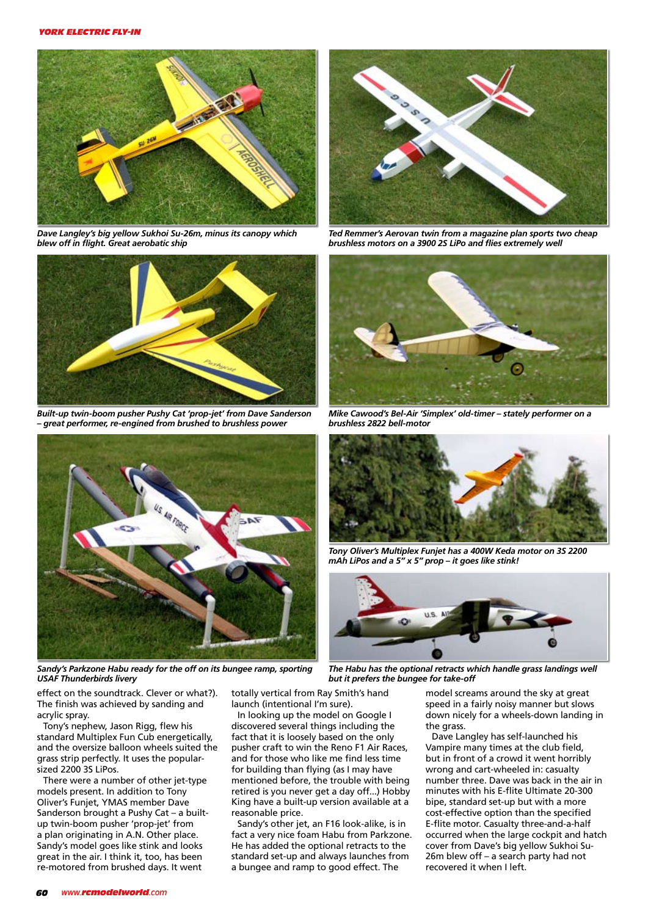*Dave Langley's big yellow Sukhoi Su-26m, minus its canopy which blew off in flight. Great aerobatic ship*

*Ted Remmer's Aerovan twin from a magazine plan sports two cheap brushless motors on a 3900 2S LiPo and flies extremely well*

*Built-up twin-boom pusher Pushy Cat 'prop-jet' from Dave Sanderson – great performer, re-engined from brushed to brushless power*

*Mike Cawood's Bel-Air 'Simplex' old-timer – stately performer on a brushless 2822 bell-motor*

*Sandy's Parkzone Habu ready for the off on its bungee ramp, sporting USAF Thunderbirds livery*

*Tony Oliver's Multiplex Funjet has a 400W Keda motor on 3S 2200 mAh LiPos and a 5" x 5" prop – it goes like stink!*

*The Habu has the optional retracts which handle grass landings well but it prefers the bungee for take-off*

effect on the soundtrack. Clever or what?). The finish was achieved by sanding and acrylic spray.

Tony's nephew, Jason Rigg, flew his standard Multiplex Fun Cub energetically, and the oversize balloon wheels suited the grass strip perfectly. It uses the popular-sized 2200 3S LiPos.

There were a number of other jet-type models present. In addition to Tony Oliver's Funjet, YMAS member Dave Sanderson brought a Pushy Cat – a built-up twin-boom pusher 'prop-jet' from a plan originating in A.N. Other place. Sandy's model goes like stink and looks great in the air. I think it, too, has been re-motored from brushed days. It went totally vertical from Ray Smith's hand launch (intentional I'm sure).

In looking up the model on Google I discovered several things including the fact that it is loosely based on the only pusher craft to win the Reno F1 Air Races, and for those who like me find less time for building than flying (as I may have mentioned before, the trouble with being retired is you never get a day off...) Hobby King have a built-up version available at a reasonable price.

Sandy's other jet, an F16 look-alike, is in fact a very nice foam Habu from Parkzone. He has added the optional retracts to the standard set-up and always launches from a bungee and ramp to good effect. The model screams around the sky at great speed in a fairly noisy manner but slows down nicely for a wheels-down landing in the grass.

Dave Langley has self-launched his Vampire many times at the club field, but in front of a crowd it went horribly wrong and cart-wheeled in: casualty number three. Dave was back in the air in minutes with his E-flite Ultimate 20-300 bipe, standard set-up but with a more cost-effective option than the specified E-flite motor. Casualty three-and-a-half occurred when the large cockpit and hatch cover from Dave's big yellow Sukhoi Su-26m blew off – a search party had not recovered it when I left.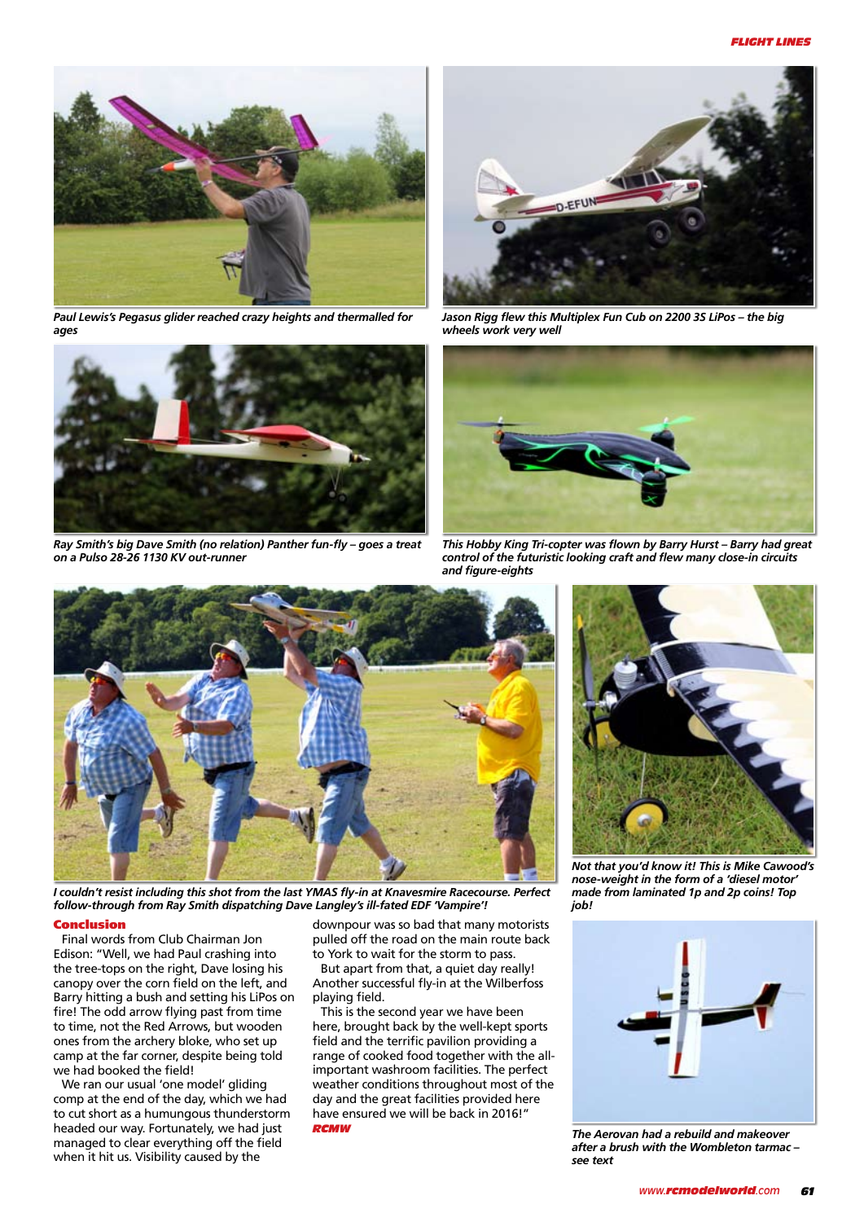*Paul Lewis's Pegasus glider reached crazy heights and thermalled for ages*

*Jason Rigg flew this Multiplex Fun Cub on 2200 3S LiPos – the big wheels work very well*

*Ray Smith's big Dave Smith (no relation) Panther fun-fly – goes a treat on a Pulso 28-26 1130 KV out-runner*

*This Hobby King Tri-copter was flown by Barry Hurst – Barry had great control of the futuristic looking craft and flew many close-in circuits and figure-eights*

*I couldn't resist including this shot from the last YMAS fly-in at Knavesmire Racecourse. Perfect follow-through from Ray Smith dispatching Dave Langley's ill-fated EDF 'Vampire'!*

*Not that you'd know it! This is Mike Cawood's nose-weight in the form of a 'diesel motor' made from laminated 1p and 2p coins! Top job!*

## Conclusion

Final words from Club Chairman Jon Edison: "Well, we had Paul crashing into the tree-tops on the right, Dave losing his canopy over the corn field on the left, and Barry hitting a bush and setting his LiPos on fire! The odd arrow flying past from time to time, not the Red Arrows, but wooden ones from the archery bloke, who set up camp at the far corner, despite being told we had booked the field!

We ran our usual 'one model' gliding comp at the end of the day, which we had to cut short as a humungous thunderstorm headed our way. Fortunately, we had just managed to clear everything off the field when it hit us. Visibility caused by the downpour was so bad that many motorists pulled off the road on the main route back to York to wait for the storm to pass.

But apart from that, a quiet day really! Another successful fly-in at the Wilberfoss playing field.

This is the second year we have been here, brought back by the well-kept sports field and the terrific pavilion providing a range of cooked food together with the all-important washroom facilities. The perfect weather conditions throughout most of the day and the great facilities provided here have ensured we will be back in 2016!"

**RCMW**

*The Aerovan had a rebuild and makeover after a brush with the Wombleton tarmac – see text*